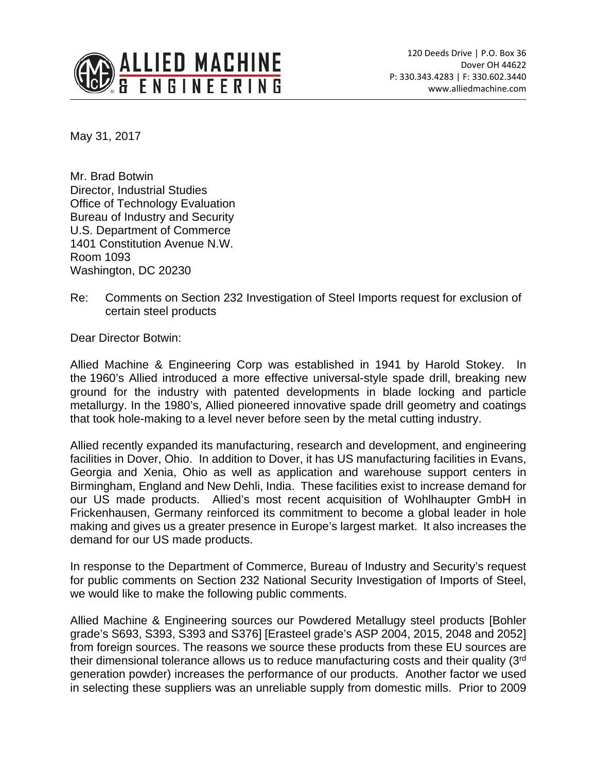# ALLIED MACHINE & ENGINEERING

120 Deeds Drive | P.O. Box 36
Dover OH 44622
P: 330.343.4283 | F: 330.602.3440
www.alliedmachine.com

May 31, 2017

Mr. Brad Botwin
Director, Industrial Studies
Office of Technology Evaluation
Bureau of Industry and Security
U.S. Department of Commerce
1401 Constitution Avenue N.W.
Room 1093
Washington, DC 20230

Re: Comments on Section 232 Investigation of Steel Imports request for exclusion of certain steel products

Dear Director Botwin:

Allied Machine & Engineering Corp was established in 1941 by Harold Stokey. In the 1960's Allied introduced a more effective universal-style spade drill, breaking new ground for the industry with patented developments in blade locking and particle metallurgy. In the 1980's, Allied pioneered innovative spade drill geometry and coatings that took hole-making to a level never before seen by the metal cutting industry.

Allied recently expanded its manufacturing, research and development, and engineering facilities in Dover, Ohio. In addition to Dover, it has US manufacturing facilities in Evans, Georgia and Xenia, Ohio as well as application and warehouse support centers in Birmingham, England and New Dehli, India. These facilities exist to increase demand for our US made products. Allied's most recent acquisition of Wohlhaupter GmbH in Frickenhausen, Germany reinforced its commitment to become a global leader in hole making and gives us a greater presence in Europe's largest market. It also increases the demand for our US made products.

In response to the Department of Commerce, Bureau of Industry and Security's request for public comments on Section 232 National Security Investigation of Imports of Steel, we would like to make the following public comments.

Allied Machine & Engineering sources our Powdered Metallugy steel products [Bohler grade's S693, S393, S393 and S376] [Erasteel grade's ASP 2004, 2015, 2048 and 2052] from foreign sources. The reasons we source these products from these EU sources are their dimensional tolerance allows us to reduce manufacturing costs and their quality (3rd generation powder) increases the performance of our products. Another factor we used in selecting these suppliers was an unreliable supply from domestic mills. Prior to 2009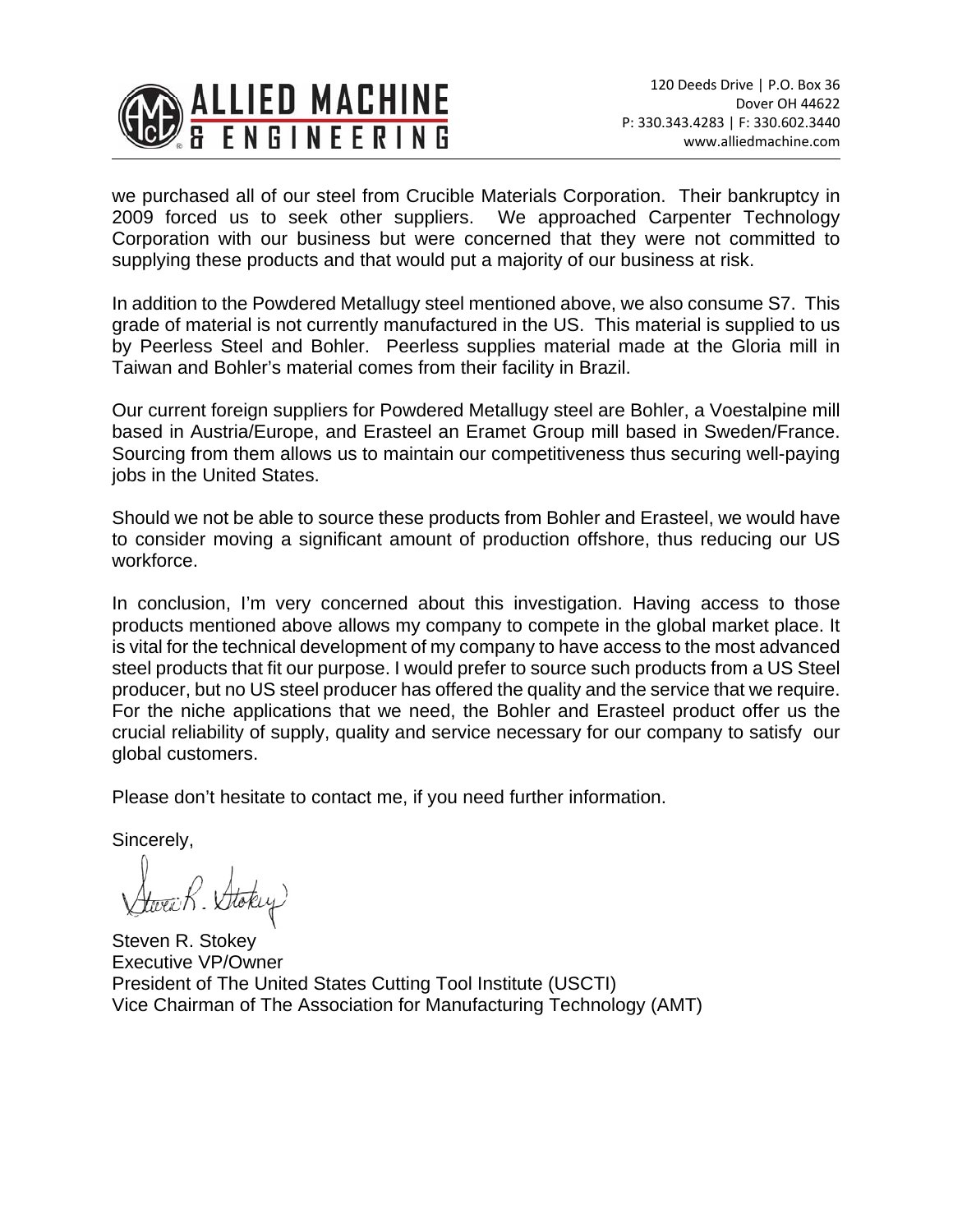we purchased all of our steel from Crucible Materials Corporation. Their bankruptcy in 2009 forced us to seek other suppliers. We approached Carpenter Technology Corporation with our business but were concerned that they were not committed to supplying these products and that would put a majority of our business at risk.

In addition to the Powdered Metallugy steel mentioned above, we also consume S7. This grade of material is not currently manufactured in the US. This material is supplied to us by Peerless Steel and Bohler. Peerless supplies material made at the Gloria mill in Taiwan and Bohler's material comes from their facility in Brazil.

Our current foreign suppliers for Powdered Metallugy steel are Bohler, a Voestalpine mill based in Austria/Europe, and Erasteel an Eramet Group mill based in Sweden/France. Sourcing from them allows us to maintain our competitiveness thus securing well-paying jobs in the United States.

Should we not be able to source these products from Bohler and Erasteel, we would have to consider moving a significant amount of production offshore, thus reducing our US workforce.

In conclusion, I'm very concerned about this investigation. Having access to those products mentioned above allows my company to compete in the global market place. It is vital for the technical development of my company to have access to the most advanced steel products that fit our purpose. I would prefer to source such products from a US Steel producer, but no US steel producer has offered the quality and the service that we require. For the niche applications that we need, the Bohler and Erasteel product offer us the crucial reliability of supply, quality and service necessary for our company to satisfy our global customers.

Please don't hesitate to contact me, if you need further information.

Sincerely,

Steven R. Stokey
Executive VP/Owner
President of The United States Cutting Tool Institute (USCTI)
Vice Chairman of The Association for Manufacturing Technology (AMT)